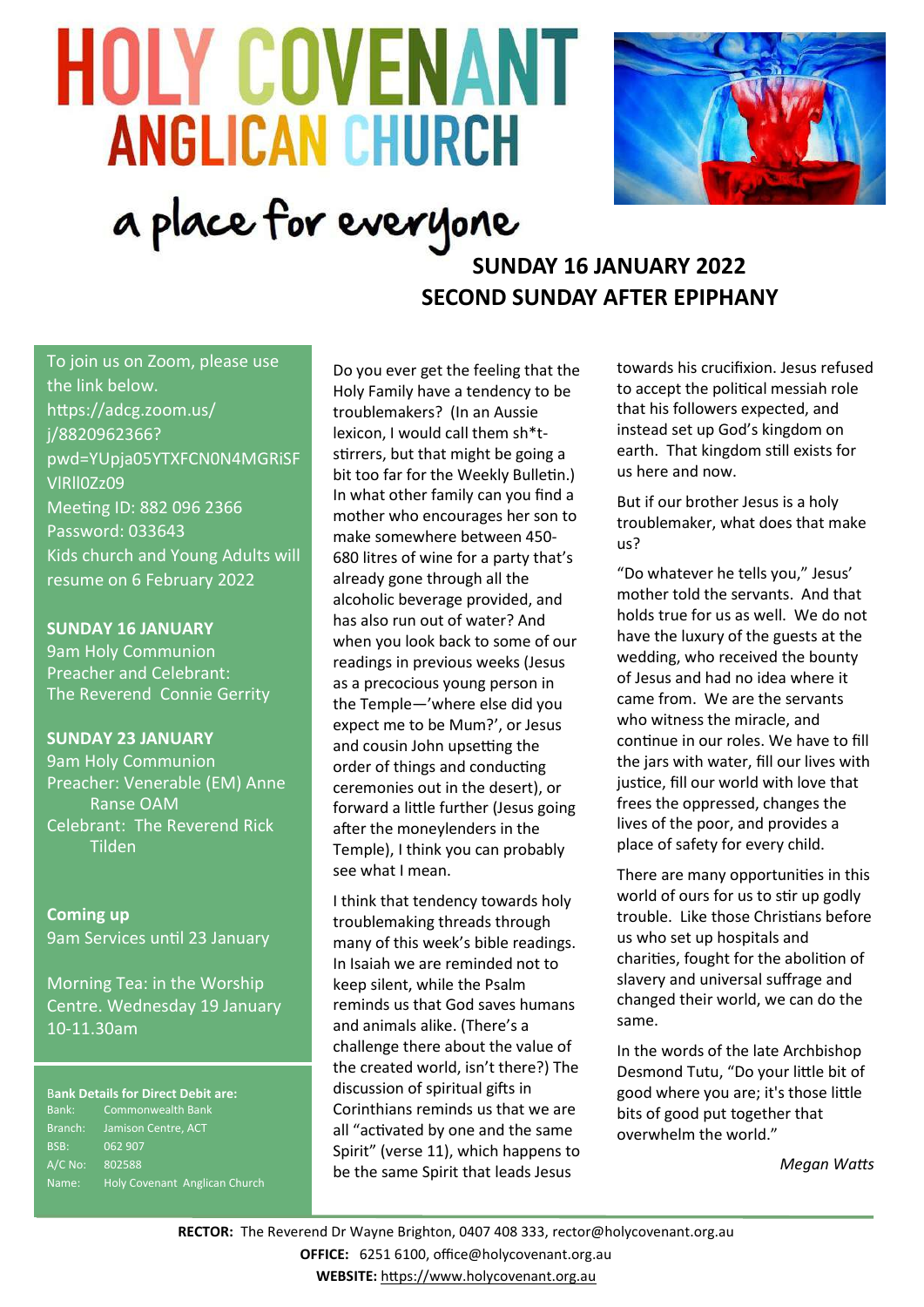# HOLY COVENANT ANGLICAN CHURCH

a place for everyone

## SUNDAY 16 JANUARY 2022
## SECOND SUNDAY AFTER EPIPHANY

To join us on Zoom, please use the link below.
https://adcg.zoom.us/j/8820962366?pwd=YUpja05YTXFCN0N4MGRiSFVlRll0Zz09
Meeting ID: 882 096 2366
Password: 033643
Kids church and Young Adults will resume on 6 February 2022

**SUNDAY 16 JANUARY**
9am Holy Communion
Preacher and Celebrant:
The Reverend Connie Gerrity

**SUNDAY 23 JANUARY**
9am Holy Communion
Preacher: Venerable (EM) Anne Ranse OAM
Celebrant: The Reverend Rick Tilden

**Coming up**
9am Services until 23 January

Morning Tea: in the Worship Centre. Wednesday 19 January 10-11.30am

**Bank Details for Direct Debit are:**

Bank: Commonwealth Bank
Branch: Jamison Centre, ACT
BSB: 062 907
A/C No: 802588
Name: Holy Covenant Anglican Church

Do you ever get the feeling that the Holy Family have a tendency to be troublemakers? (In an Aussie lexicon, I would call them sh*t-stirrers, but that might be going a bit too far for the Weekly Bulletin.) In what other family can you find a mother who encourages her son to make somewhere between 450-680 litres of wine for a party that's already gone through all the alcoholic beverage provided, and has also run out of water? And when you look back to some of our readings in previous weeks (Jesus as a precocious young person in the Temple—'where else did you expect me to be Mum?', or Jesus and cousin John upsetting the order of things and conducting ceremonies out in the desert), or forward a little further (Jesus going after the moneylenders in the Temple), I think you can probably see what I mean.

I think that tendency towards holy troublemaking threads through many of this week's bible readings. In Isaiah we are reminded not to keep silent, while the Psalm reminds us that God saves humans and animals alike. (There's a challenge there about the value of the created world, isn't there?) The discussion of spiritual gifts in Corinthians reminds us that we are all "activated by one and the same Spirit" (verse 11), which happens to be the same Spirit that leads Jesus towards his crucifixion. Jesus refused to accept the political messiah role that his followers expected, and instead set up God's kingdom on earth. That kingdom still exists for us here and now.

But if our brother Jesus is a holy troublemaker, what does that make us?

"Do whatever he tells you," Jesus' mother told the servants. And that holds true for us as well. We do not have the luxury of the guests at the wedding, who received the bounty of Jesus and had no idea where it came from. We are the servants who witness the miracle, and continue in our roles. We have to fill the jars with water, fill our lives with justice, fill our world with love that frees the oppressed, changes the lives of the poor, and provides a place of safety for every child.

There are many opportunities in this world of ours for us to stir up godly trouble. Like those Christians before us who set up hospitals and charities, fought for the abolition of slavery and universal suffrage and changed their world, we can do the same.

In the words of the late Archbishop Desmond Tutu, "Do your little bit of good where you are; it's those little bits of good put together that overwhelm the world."

*Megan Watts*

**RECTOR:** The Reverend Dr Wayne Brighton, 0407 408 333, rector@holycovenant.org.au
**OFFICE:** 6251 6100, office@holycovenant.org.au
**WEBSITE:** https://www.holycovenant.org.au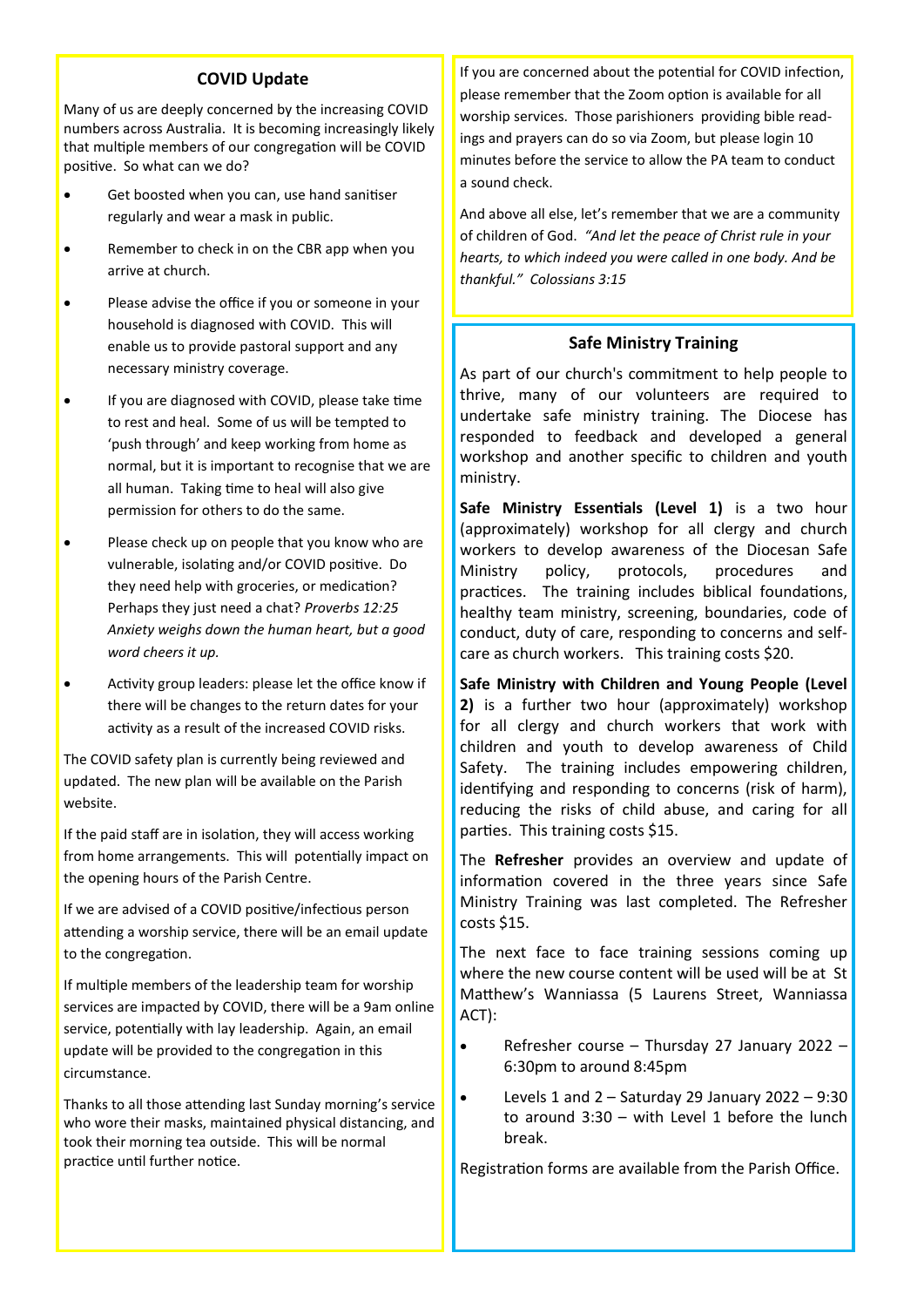## COVID Update

Many of us are deeply concerned by the increasing COVID numbers across Australia. It is becoming increasingly likely that multiple members of our congregation will be COVID positive. So what can we do?

- Get boosted when you can, use hand sanitiser regularly and wear a mask in public.
- Remember to check in on the CBR app when you arrive at church.
- Please advise the office if you or someone in your household is diagnosed with COVID. This will enable us to provide pastoral support and any necessary ministry coverage.
- If you are diagnosed with COVID, please take time to rest and heal. Some of us will be tempted to 'push through' and keep working from home as normal, but it is important to recognise that we are all human. Taking time to heal will also give permission for others to do the same.
- Please check up on people that you know who are vulnerable, isolating and/or COVID positive. Do they need help with groceries, or medication? Perhaps they just need a chat? *Proverbs 12:25 Anxiety weighs down the human heart, but a good word cheers it up.*
- Activity group leaders: please let the office know if there will be changes to the return dates for your activity as a result of the increased COVID risks.

The COVID safety plan is currently being reviewed and updated. The new plan will be available on the Parish website.

If the paid staff are in isolation, they will access working from home arrangements. This will potentially impact on the opening hours of the Parish Centre.

If we are advised of a COVID positive/infectious person attending a worship service, there will be an email update to the congregation.

If multiple members of the leadership team for worship services are impacted by COVID, there will be a 9am online service, potentially with lay leadership. Again, an email update will be provided to the congregation in this circumstance.

Thanks to all those attending last Sunday morning's service who wore their masks, maintained physical distancing, and took their morning tea outside. This will be normal practice until further notice.

If you are concerned about the potential for COVID infection, please remember that the Zoom option is available for all worship services. Those parishioners providing bible readings and prayers can do so via Zoom, but please login 10 minutes before the service to allow the PA team to conduct a sound check.

And above all else, let's remember that we are a community of children of God. *"And let the peace of Christ rule in your hearts, to which indeed you were called in one body. And be thankful." Colossians 3:15*

## Safe Ministry Training

As part of our church's commitment to help people to thrive, many of our volunteers are required to undertake safe ministry training. The Diocese has responded to feedback and developed a general workshop and another specific to children and youth ministry.

**Safe Ministry Essentials (Level 1)** is a two hour (approximately) workshop for all clergy and church workers to develop awareness of the Diocesan Safe Ministry policy, protocols, procedures and practices. The training includes biblical foundations, healthy team ministry, screening, boundaries, code of conduct, duty of care, responding to concerns and self-care as church workers. This training costs $20.

**Safe Ministry with Children and Young People (Level 2)** is a further two hour (approximately) workshop for all clergy and church workers that work with children and youth to develop awareness of Child Safety. The training includes empowering children, identifying and responding to concerns (risk of harm), reducing the risks of child abuse, and caring for all parties. This training costs $15.

The **Refresher** provides an overview and update of information covered in the three years since Safe Ministry Training was last completed. The Refresher costs $15.

The next face to face training sessions coming up where the new course content will be used will be at St Matthew's Wanniassa (5 Laurens Street, Wanniassa ACT):

- Refresher course – Thursday 27 January 2022 – 6:30pm to around 8:45pm
- Levels 1 and 2 – Saturday 29 January 2022 – 9:30 to around 3:30 – with Level 1 before the lunch break.

Registration forms are available from the Parish Office.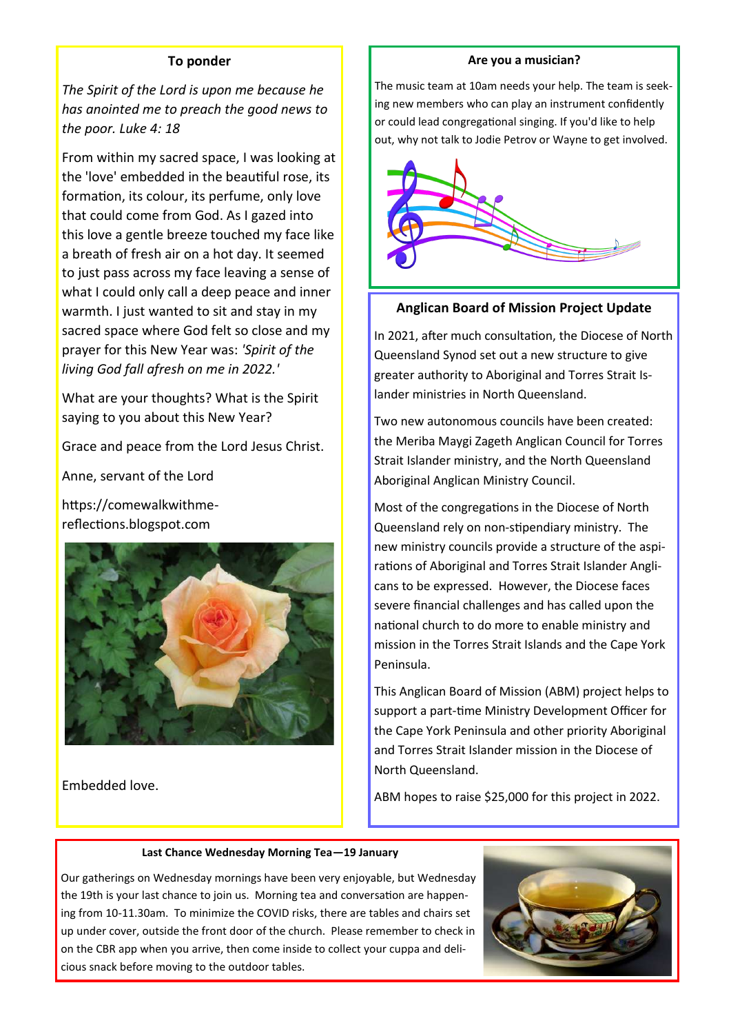### To ponder

*The Spirit of the Lord is upon me because he has anointed me to preach the good news to the poor. Luke 4: 18*

From within my sacred space, I was looking at the 'love' embedded in the beautiful rose, its formation, its colour, its perfume, only love that could come from God. As I gazed into this love a gentle breeze touched my face like a breath of fresh air on a hot day. It seemed to just pass across my face leaving a sense of what I could only call a deep peace and inner warmth. I just wanted to sit and stay in my sacred space where God felt so close and my prayer for this New Year was: *'Spirit of the living God fall afresh on me in 2022.'*

What are your thoughts? What is the Spirit saying to you about this New Year?

Grace and peace from the Lord Jesus Christ.

Anne, servant of the Lord

https://comewalkwithme-reflections.blogspot.com

Embedded love.

### Are you a musician?

The music team at 10am needs your help. The team is seeking new members who can play an instrument confidently or could lead congregational singing. If you'd like to help out, why not talk to Jodie Petrov or Wayne to get involved.

### Anglican Board of Mission Project Update

In 2021, after much consultation, the Diocese of North Queensland Synod set out a new structure to give greater authority to Aboriginal and Torres Strait Islander ministries in North Queensland.

Two new autonomous councils have been created: the Meriba Maygi Zageth Anglican Council for Torres Strait Islander ministry, and the North Queensland Aboriginal Anglican Ministry Council.

Most of the congregations in the Diocese of North Queensland rely on non-stipendiary ministry. The new ministry councils provide a structure of the aspirations of Aboriginal and Torres Strait Islander Anglicans to be expressed. However, the Diocese faces severe financial challenges and has called upon the national church to do more to enable ministry and mission in the Torres Strait Islands and the Cape York Peninsula.

This Anglican Board of Mission (ABM) project helps to support a part-time Ministry Development Officer for the Cape York Peninsula and other priority Aboriginal and Torres Strait Islander mission in the Diocese of North Queensland.

ABM hopes to raise $25,000 for this project in 2022.

### Last Chance Wednesday Morning Tea—19 January

Our gatherings on Wednesday mornings have been very enjoyable, but Wednesday the 19th is your last chance to join us. Morning tea and conversation are happening from 10-11.30am. To minimize the COVID risks, there are tables and chairs set up under cover, outside the front door of the church. Please remember to check in on the CBR app when you arrive, then come inside to collect your cuppa and delicious snack before moving to the outdoor tables.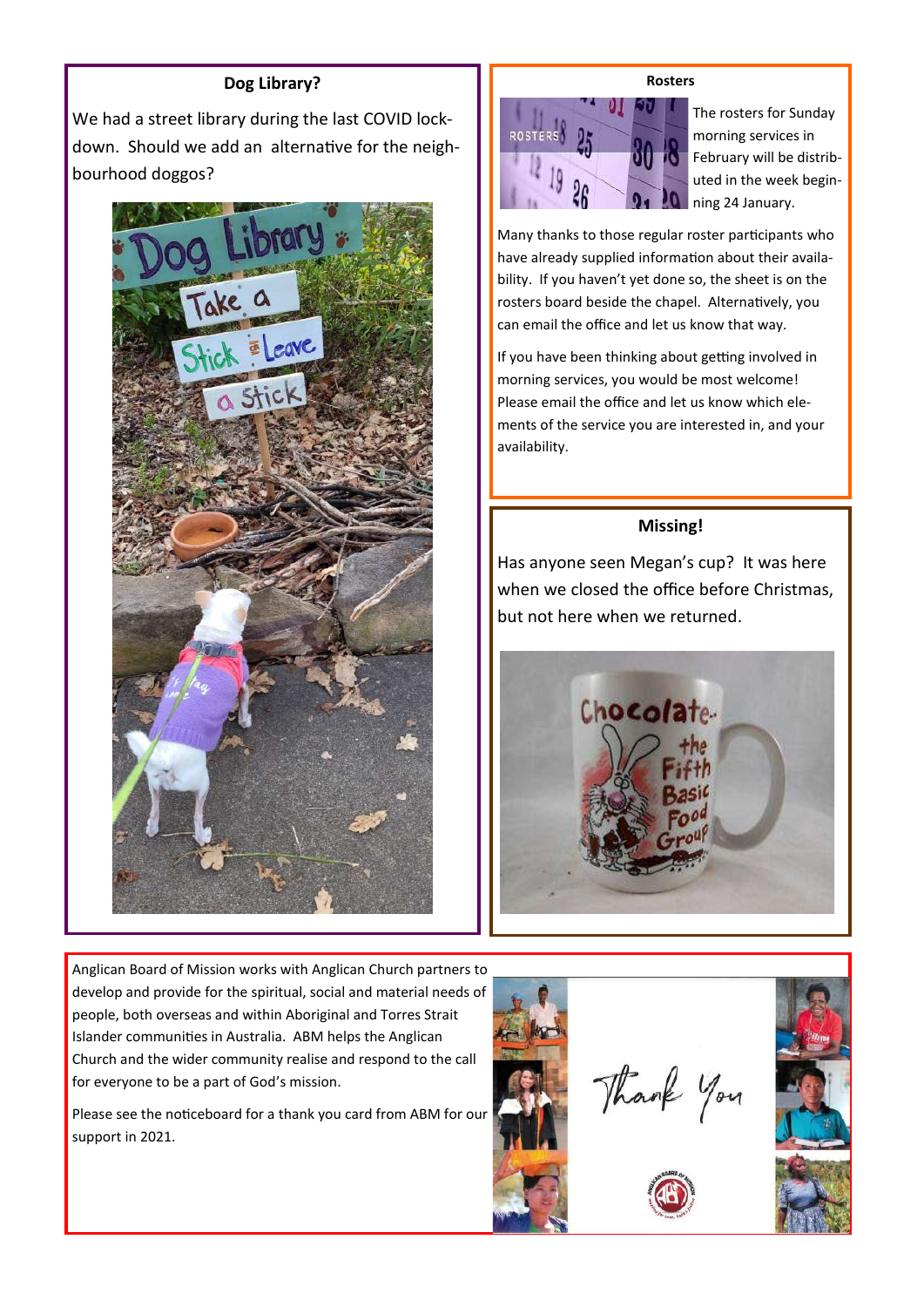## Dog Library?

We had a street library during the last COVID lockdown. Should we add an alternative for the neighbourhood doggos?

## Rosters

The rosters for Sunday morning services in February will be distributed in the week beginning 24 January.

Many thanks to those regular roster participants who have already supplied information about their availability. If you haven't yet done so, the sheet is on the rosters board beside the chapel. Alternatively, you can email the office and let us know that way.

If you have been thinking about getting involved in morning services, you would be most welcome! Please email the office and let us know which elements of the service you are interested in, and your availability.

## Missing!

Has anyone seen Megan's cup? It was here when we closed the office before Christmas, but not here when we returned.

Anglican Board of Mission works with Anglican Church partners to develop and provide for the spiritual, social and material needs of people, both overseas and within Aboriginal and Torres Strait Islander communities in Australia. ABM helps the Anglican Church and the wider community realise and respond to the call for everyone to be a part of God's mission.

Please see the noticeboard for a thank you card from ABM for our support in 2021.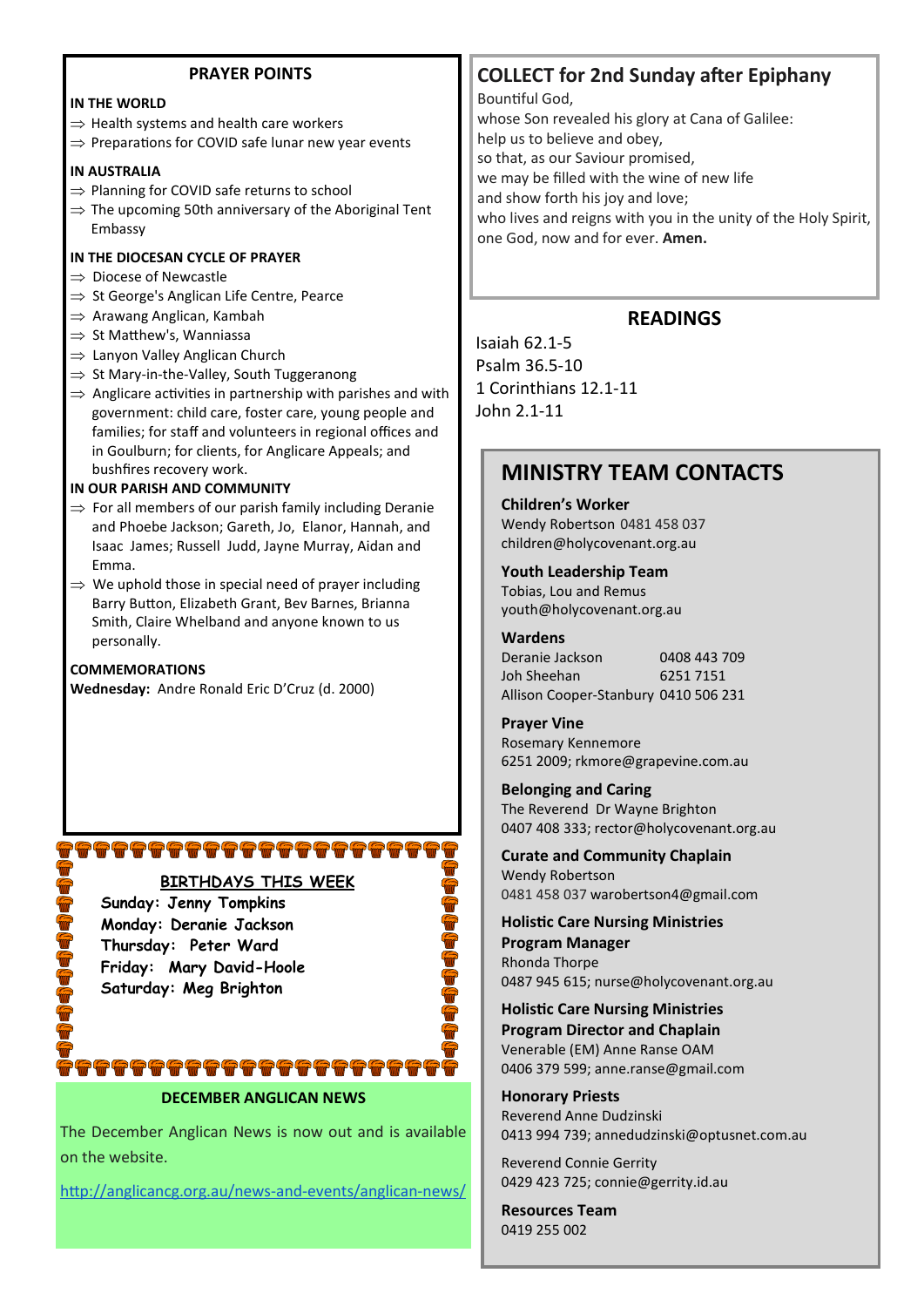## PRAYER POINTS

**IN THE WORLD**

- ⇒ Health systems and health care workers
- ⇒ Preparations for COVID safe lunar new year events

**IN AUSTRALIA**

- ⇒ Planning for COVID safe returns to school
- ⇒ The upcoming 50th anniversary of the Aboriginal Tent Embassy

**IN THE DIOCESAN CYCLE OF PRAYER**

- ⇒ Diocese of Newcastle
- ⇒ St George's Anglican Life Centre, Pearce
- ⇒ Arawang Anglican, Kambah
- ⇒ St Matthew's, Wanniassa
- ⇒ Lanyon Valley Anglican Church
- ⇒ St Mary-in-the-Valley, South Tuggeranong
- ⇒ Anglicare activities in partnership with parishes and with government: child care, foster care, young people and families; for staff and volunteers in regional offices and in Goulburn; for clients, for Anglicare Appeals; and bushfires recovery work.

**IN OUR PARISH AND COMMUNITY**

- ⇒ For all members of our parish family including Deranie and Phoebe Jackson; Gareth, Jo, Elanor, Hannah, and Isaac James; Russell Judd, Jayne Murray, Aidan and Emma.
- ⇒ We uphold those in special need of prayer including Barry Button, Elizabeth Grant, Bev Barnes, Brianna Smith, Claire Whelband and anyone known to us personally.

**COMMEMORATIONS**

**Wednesday:** Andre Ronald Eric D'Cruz (d. 2000)

## BIRTHDAYS THIS WEEK

**Sunday: Jenny Tompkins**
**Monday: Deranie Jackson**
**Thursday: Peter Ward**
**Friday: Mary David-Hoole**
**Saturday: Meg Brighton**

### DECEMBER ANGLICAN NEWS

The December Anglican News is now out and is available on the website.

http://anglicancg.org.au/news-and-events/anglican-news/

## COLLECT for 2nd Sunday after Epiphany

Bountiful God,
whose Son revealed his glory at Cana of Galilee:
help us to believe and obey,
so that, as our Saviour promised,
we may be filled with the wine of new life
and show forth his joy and love;
who lives and reigns with you in the unity of the Holy Spirit,
one God, now and for ever. **Amen.**

## READINGS

Isaiah 62.1-5
Psalm 36.5-10
1 Corinthians 12.1-11
John 2.1-11

## MINISTRY TEAM CONTACTS

**Children's Worker**
Wendy Robertson 0481 458 037
children@holycovenant.org.au

**Youth Leadership Team**
Tobias, Lou and Remus
youth@holycovenant.org.au

**Wardens**
Deranie Jackson 0408 443 709
Joh Sheehan 6251 7151
Allison Cooper-Stanbury 0410 506 231

**Prayer Vine**
Rosemary Kennemore
6251 2009; rkmore@grapevine.com.au

**Belonging and Caring**
The Reverend Dr Wayne Brighton
0407 408 333; rector@holycovenant.org.au

**Curate and Community Chaplain**
Wendy Robertson
0481 458 037 warobertson4@gmail.com

**Holistic Care Nursing Ministries Program Manager**
Rhonda Thorpe
0487 945 615; nurse@holycovenant.org.au

**Holistic Care Nursing Ministries Program Director and Chaplain**
Venerable (EM) Anne Ranse OAM
0406 379 599; anne.ranse@gmail.com

**Honorary Priests**
Reverend Anne Dudzinski
0413 994 739; annedudzinski@optusnet.com.au

Reverend Connie Gerrity
0429 423 725; connie@gerrity.id.au

**Resources Team**
0419 255 002